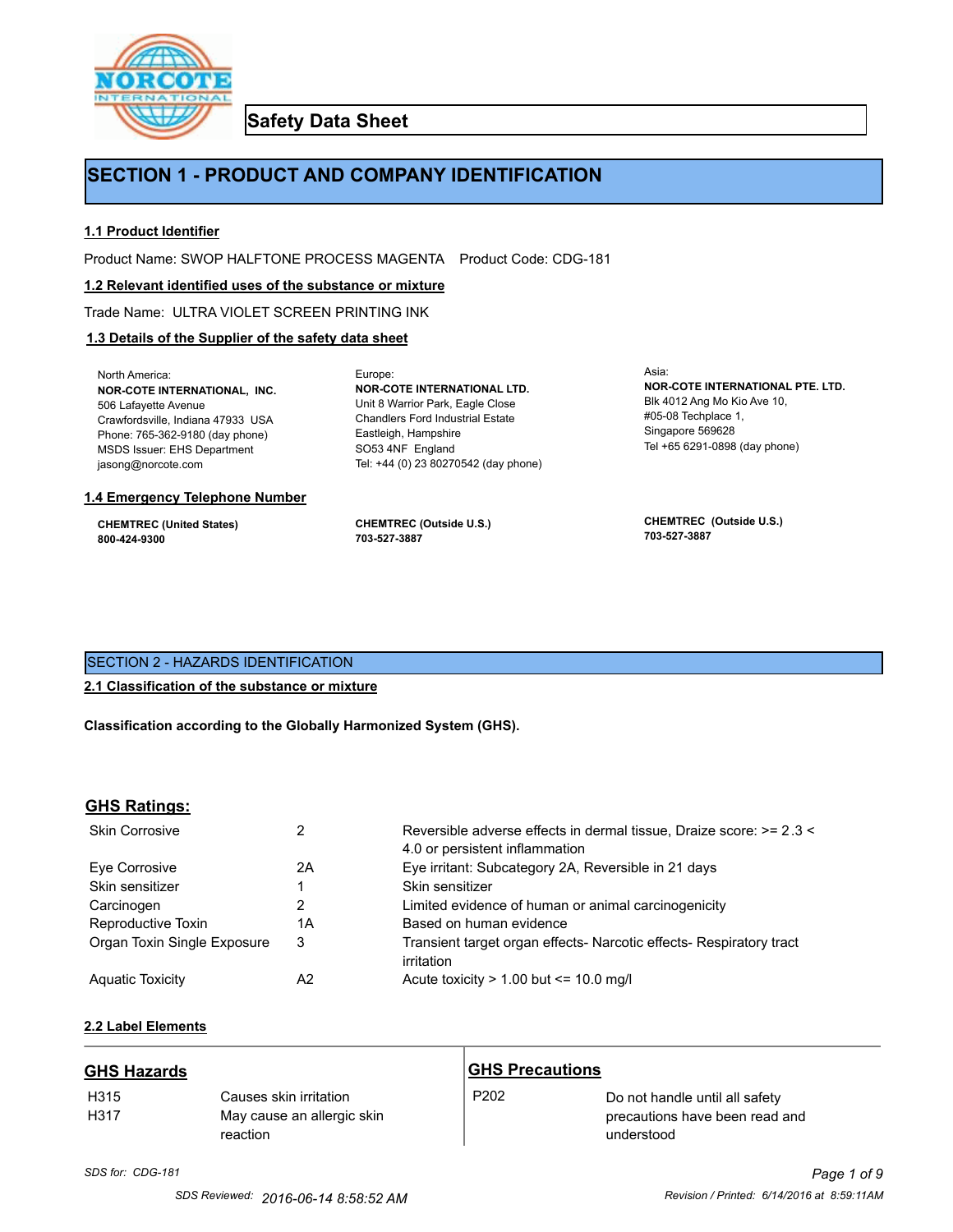# Safety Data Sheet

## SECTION 1 - PRODUCT AND COMPANY IDENTIFICATION

### 1.1 Product Identifier

Product Name: SWOP HALFTONE PROCESS MAGENTA    Product Code: CDG-181

### 1.2 Relevant identified uses of the substance or mixture

Trade Name: ULTRA VIOLET SCREEN PRINTING INK

### 1.3 Details of the Supplier of the safety data sheet

North America:
**NOR-COTE INTERNATIONAL, INC.**
506 Lafayette Avenue
Crawfordsville, Indiana 47933 USA
Phone: 765-362-9180 (day phone)
MSDS Issuer: EHS Department
jasong@norcote.com

Europe:
**NOR-COTE INTERNATIONAL LTD.**
Unit 8 Warrior Park, Eagle Close
Chandlers Ford Industrial Estate
Eastleigh, Hampshire
SO53 4NF England
Tel: +44 (0) 23 80270542 (day phone)

Asia:
**NOR-COTE INTERNATIONAL PTE. LTD.**
Blk 4012 Ang Mo Kio Ave 10,
#05-08 Techplace 1,
Singapore 569628
Tel +65 6291-0898 (day phone)

### 1.4 Emergency Telephone Number

**CHEMTREC (United States)**
**800-424-9300**

**CHEMTREC (Outside U.S.)**
**703-527-3887**

**CHEMTREC (Outside U.S.)**
**703-527-3887**

## SECTION 2 - HAZARDS IDENTIFICATION

### 2.1 Classification of the substance or mixture

**Classification according to the Globally Harmonized System (GHS).**

### GHS Ratings:

| | | |
|---|---|---|
| Skin Corrosive | 2 | Reversible adverse effects in dermal tissue, Draize score: >= 2.3 < 4.0 or persistent inflammation |
| Eye Corrosive | 2A | Eye irritant: Subcategory 2A, Reversible in 21 days |
| Skin sensitizer | 1 | Skin sensitizer |
| Carcinogen | 2 | Limited evidence of human or animal carcinogenicity |
| Reproductive Toxin | 1A | Based on human evidence |
| Organ Toxin Single Exposure | 3 | Transient target organ effects- Narcotic effects- Respiratory tract irritation |
| Aquatic Toxicity | A2 | Acute toxicity > 1.00 but <= 10.0 mg/l |

### 2.2 Label Elements

### GHS Hazards

| | |
|---|---|
| H315 | Causes skin irritation |
| H317 | May cause an allergic skin reaction |

### GHS Precautions

| | |
|---|---|
| P202 | Do not handle until all safety precautions have been read and understood |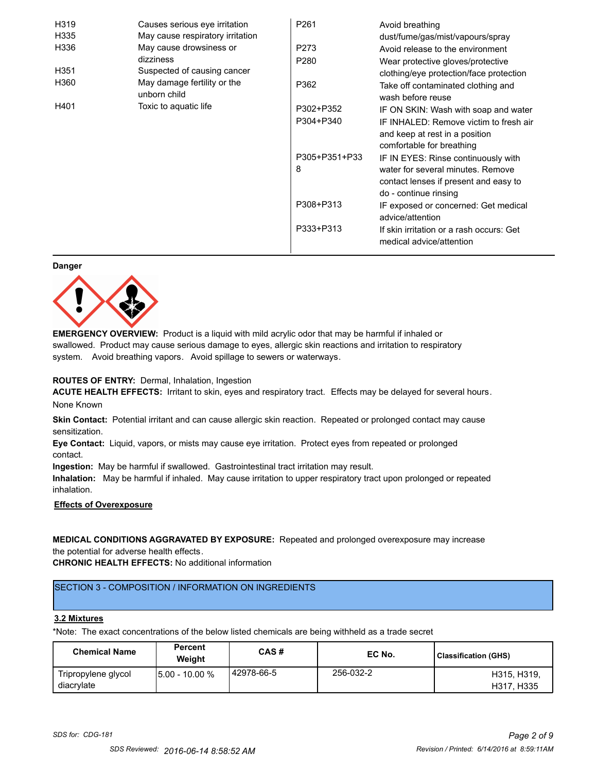| | |
|---|---|
| H319 | Causes serious eye irritation |
| H335 | May cause respiratory irritation |
| H336 | May cause drowsiness or dizziness |
| H351 | Suspected of causing cancer |
| H360 | May damage fertility or the unborn child |
| H401 | Toxic to aquatic life |

| | |
|---|---|
| P261 | Avoid breathing dust/fume/gas/mist/vapours/spray |
| P273 | Avoid release to the environment |
| P280 | Wear protective gloves/protective clothing/eye protection/face protection |
| P362 | Take off contaminated clothing and wash before reuse |
| P302+P352 | IF ON SKIN: Wash with soap and water |
| P304+P340 | IF INHALED: Remove victim to fresh air and keep at rest in a position comfortable for breathing |
| P305+P351+P338 | IF IN EYES: Rinse continuously with water for several minutes. Remove contact lenses if present and easy to do - continue rinsing |
| P308+P313 | IF exposed or concerned: Get medical advice/attention |
| P333+P313 | If skin irritation or a rash occurs: Get medical advice/attention |

**Danger**

**EMERGENCY OVERVIEW:** Product is a liquid with mild acrylic odor that may be harmful if inhaled or swallowed. Product may cause serious damage to eyes, allergic skin reactions and irritation to respiratory system. Avoid breathing vapors. Avoid spillage to sewers or waterways.

**ROUTES OF ENTRY:** Dermal, Inhalation, Ingestion

**ACUTE HEALTH EFFECTS:** Irritant to skin, eyes and respiratory tract. Effects may be delayed for several hours.

None Known

**Skin Contact:** Potential irritant and can cause allergic skin reaction. Repeated or prolonged contact may cause sensitization.

**Eye Contact:** Liquid, vapors, or mists may cause eye irritation. Protect eyes from repeated or prolonged contact.

**Ingestion:** May be harmful if swallowed. Gastrointestinal tract irritation may result.

**Inhalation:** May be harmful if inhaled. May cause irritation to upper respiratory tract upon prolonged or repeated inhalation.

**Effects of Overexposure**

**MEDICAL CONDITIONS AGGRAVATED BY EXPOSURE:** Repeated and prolonged overexposure may increase the potential for adverse health effects.

**CHRONIC HEALTH EFFECTS:** No additional information

## SECTION 3 - COMPOSITION / INFORMATION ON INGREDIENTS

**3.2 Mixtures**

*Note: The exact concentrations of the below listed chemicals are being withheld as a trade secret

| Chemical Name | Percent Weight | CAS # | EC No. | Classification (GHS) |
|---|---|---|---|---|
| Tripropylene glycol diacrylate | 5.00 - 10.00 % | 42978-66-5 | 256-032-2 | H315, H319, H317, H335 |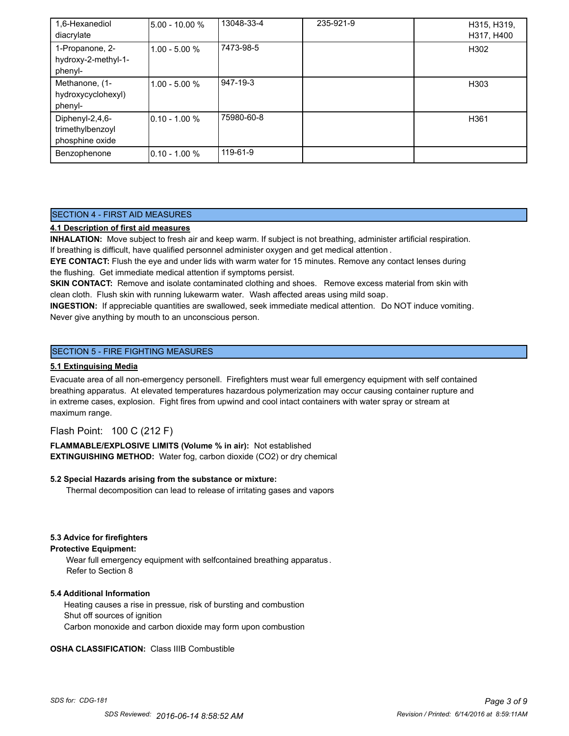| | | | | |
|---|---|---|---|---|
| 1,6-Hexanediol diacrylate | 5.00 - 10.00 % | 13048-33-4 | 235-921-9 | H315, H319, H317, H400 |
| 1-Propanone, 2-hydroxy-2-methyl-1-phenyl- | 1.00 - 5.00 % | 7473-98-5 | | H302 |
| Methanone, (1-hydroxycyclohexyl) phenyl- | 1.00 - 5.00 % | 947-19-3 | | H303 |
| Diphenyl-2,4,6-trimethylbenzoyl phosphine oxide | 0.10 - 1.00 % | 75980-60-8 | | H361 |
| Benzophenone | 0.10 - 1.00 % | 119-61-9 | | |

## SECTION 4 - FIRST AID MEASURES

**4.1 Description of first aid measures**

**INHALATION:** Move subject to fresh air and keep warm. If subject is not breathing, administer artificial respiration. If breathing is difficult, have qualified personnel administer oxygen and get medical attention.

**EYE CONTACT:** Flush the eye and under lids with warm water for 15 minutes. Remove any contact lenses during the flushing. Get immediate medical attention if symptoms persist.

**SKIN CONTACT:** Remove and isolate contaminated clothing and shoes. Remove excess material from skin with clean cloth. Flush skin with running lukewarm water. Wash affected areas using mild soap.

**INGESTION:** If appreciable quantities are swallowed, seek immediate medical attention. Do NOT induce vomiting. Never give anything by mouth to an unconscious person.

## SECTION 5 - FIRE FIGHTING MEASURES

**5.1 Extinguising Media**

Evacuate area of all non-emergency personell. Firefighters must wear full emergency equipment with self contained breathing apparatus. At elevated temperatures hazardous polymerization may occur causing container rupture and in extreme cases, explosion. Fight fires from upwind and cool intact containers with water spray or stream at maximum range.

Flash Point: 100 C (212 F)

**FLAMMABLE/EXPLOSIVE LIMITS (Volume % in air):** Not established

**EXTINGUISHING METHOD:** Water fog, carbon dioxide ($CO_2$) or dry chemical

**5.2 Special Hazards arising from the substance or mixture:**

Thermal decomposition can lead to release of irritating gases and vapors

**5.3 Advice for firefighters**

**Protective Equipment:**

Wear full emergency equipment with selfcontained breathing apparatus.
Refer to Section 8

**5.4 Additional Information**

Heating causes a rise in pressue, risk of bursting and combustion
Shut off sources of ignition
Carbon monoxide and carbon dioxide may form upon combustion

**OSHA CLASSIFICATION:** Class IIIB Combustible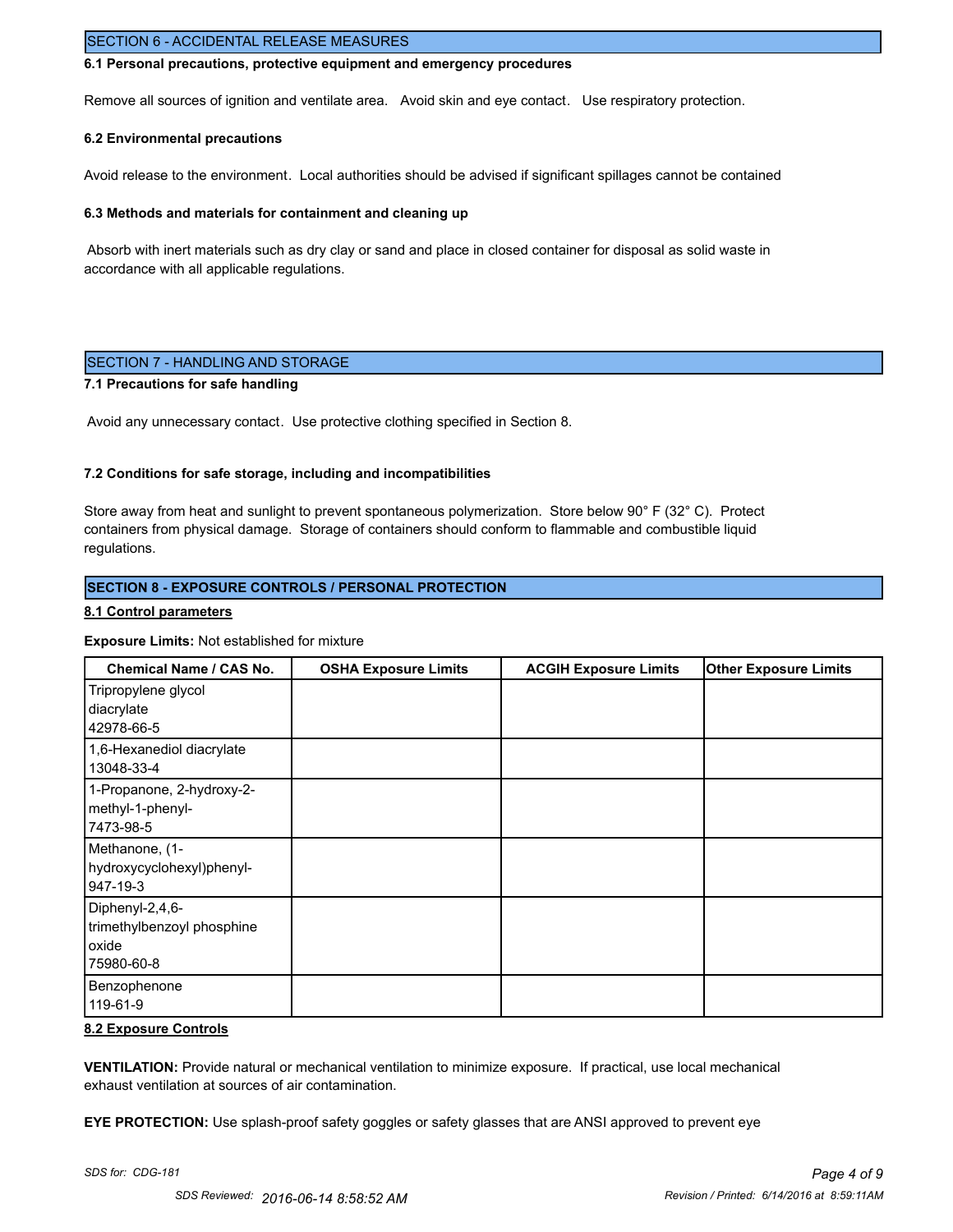## SECTION 6 - ACCIDENTAL RELEASE MEASURES

### 6.1 Personal precautions, protective equipment and emergency procedures

Remove all sources of ignition and ventilate area. Avoid skin and eye contact. Use respiratory protection.

### 6.2 Environmental precautions

Avoid release to the environment. Local authorities should be advised if significant spillages cannot be contained

### 6.3 Methods and materials for containment and cleaning up

Absorb with inert materials such as dry clay or sand and place in closed container for disposal as solid waste in accordance with all applicable regulations.

## SECTION 7 - HANDLING AND STORAGE

### 7.1 Precautions for safe handling

Avoid any unnecessary contact. Use protective clothing specified in Section 8.

### 7.2 Conditions for safe storage, including and incompatibilities

Store away from heat and sunlight to prevent spontaneous polymerization. Store below 90° F (32° C). Protect containers from physical damage. Storage of containers should conform to flammable and combustible liquid regulations.

## SECTION 8 - EXPOSURE CONTROLS / PERSONAL PROTECTION

### 8.1 Control parameters

**Exposure Limits:** Not established for mixture

| Chemical Name / CAS No. | OSHA Exposure Limits | ACGIH Exposure Limits | Other Exposure Limits |
|---|---|---|---|
| Tripropylene glycol diacrylate 42978-66-5 | | | |
| 1,6-Hexanediol diacrylate 13048-33-4 | | | |
| 1-Propanone, 2-hydroxy-2-methyl-1-phenyl- 7473-98-5 | | | |
| Methanone, (1-hydroxycyclohexyl)phenyl- 947-19-3 | | | |
| Diphenyl-2,4,6-trimethylbenzoyl phosphine oxide 75980-60-8 | | | |
| Benzophenone 119-61-9 | | | |

### 8.2 Exposure Controls

**VENTILATION:** Provide natural or mechanical ventilation to minimize exposure. If practical, use local mechanical exhaust ventilation at sources of air contamination.

**EYE PROTECTION:** Use splash-proof safety goggles or safety glasses that are ANSI approved to prevent eye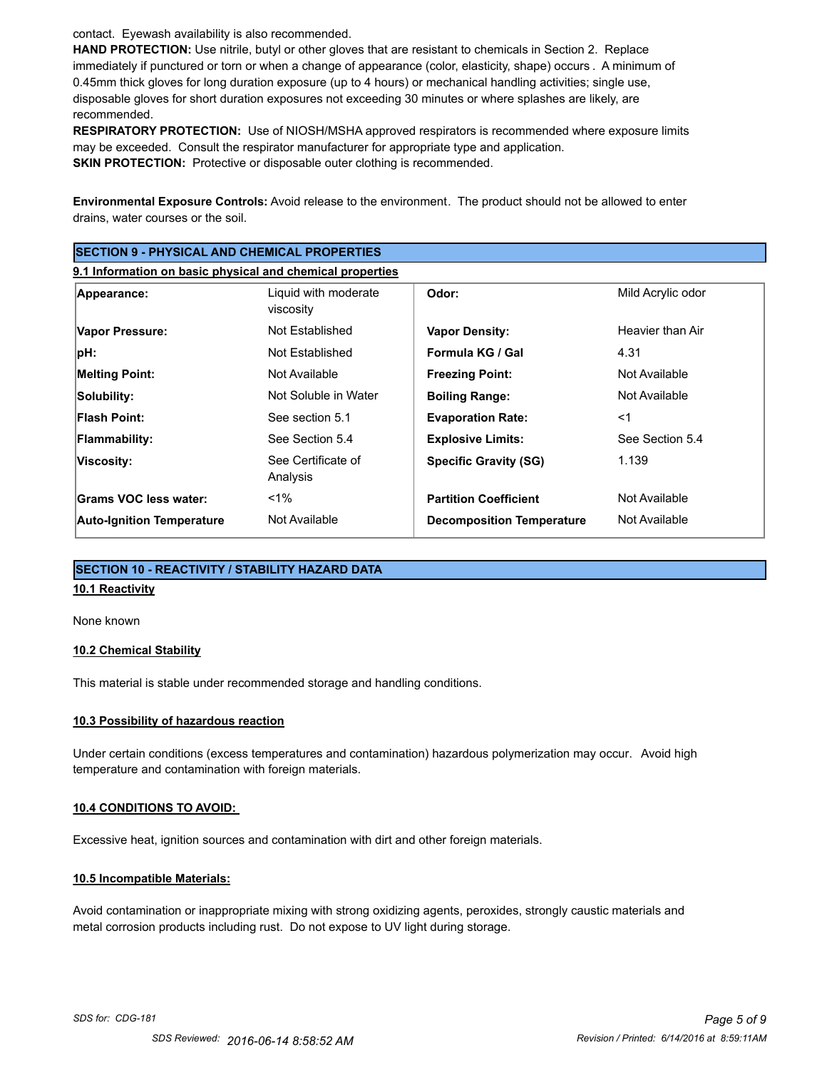contact. Eyewash availability is also recommended.

**HAND PROTECTION:** Use nitrile, butyl or other gloves that are resistant to chemicals in Section 2. Replace immediately if punctured or torn or when a change of appearance (color, elasticity, shape) occurs . A minimum of 0.45mm thick gloves for long duration exposure (up to 4 hours) or mechanical handling activities; single use, disposable gloves for short duration exposures not exceeding 30 minutes or where splashes are likely, are recommended.

**RESPIRATORY PROTECTION:** Use of NIOSH/MSHA approved respirators is recommended where exposure limits may be exceeded. Consult the respirator manufacturer for appropriate type and application.

**SKIN PROTECTION:** Protective or disposable outer clothing is recommended.

**Environmental Exposure Controls:** Avoid release to the environment. The product should not be allowed to enter drains, water courses or the soil.

## SECTION 9 - PHYSICAL AND CHEMICAL PROPERTIES

### 9.1 Information on basic physical and chemical properties

| | | | |
|---|---|---|---|
| **Appearance:** | Liquid with moderate viscosity | **Odor:** | Mild Acrylic odor |
| **Vapor Pressure:** | Not Established | **Vapor Density:** | Heavier than Air |
| **pH:** | Not Established | **Formula KG / Gal** | 4.31 |
| **Melting Point:** | Not Available | **Freezing Point:** | Not Available |
| **Solubility:** | Not Soluble in Water | **Boiling Range:** | Not Available |
| **Flash Point:** | See section 5.1 | **Evaporation Rate:** | <1 |
| **Flammability:** | See Section 5.4 | **Explosive Limits:** | See Section 5.4 |
| **Viscosity:** | See Certificate of Analysis | **Specific Gravity (SG)** | 1.139 |
| **Grams VOC less water:** | <1% | **Partition Coefficient** | Not Available |
| **Auto-Ignition Temperature** | Not Available | **Decomposition Temperature** | Not Available |

## SECTION 10 - REACTIVITY / STABILITY HAZARD DATA

### 10.1 Reactivity

None known

### 10.2 Chemical Stability

This material is stable under recommended storage and handling conditions.

### 10.3 Possibility of hazardous reaction

Under certain conditions (excess temperatures and contamination) hazardous polymerization may occur. Avoid high temperature and contamination with foreign materials.

### 10.4 CONDITIONS TO AVOID:

Excessive heat, ignition sources and contamination with dirt and other foreign materials.

### 10.5 Incompatible Materials:

Avoid contamination or inappropriate mixing with strong oxidizing agents, peroxides, strongly caustic materials and metal corrosion products including rust. Do not expose to UV light during storage.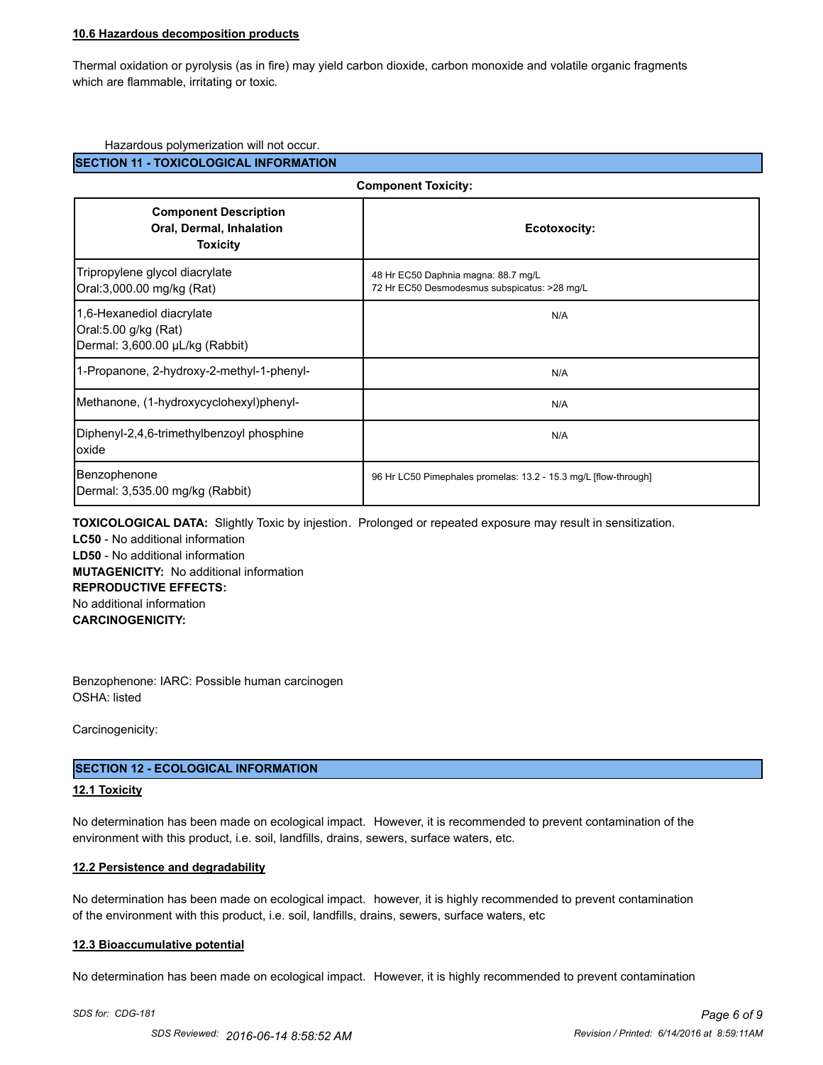#### 10.6 Hazardous decomposition products

Thermal oxidation or pyrolysis (as in fire) may yield carbon dioxide, carbon monoxide and volatile organic fragments which are flammable, irritating or toxic.

Hazardous polymerization will not occur.

## SECTION 11 - TOXICOLOGICAL INFORMATION

**Component Toxicity:**

| Component Description Oral, Dermal, Inhalation Toxicity | Ecotoxocity: |
|---|---|
| Tripropylene glycol diacrylate<br>Oral:3,000.00 mg/kg (Rat) | 48 Hr EC50 Daphnia magna: 88.7 mg/L<br>72 Hr EC50 Desmodesmus subspicatus: >28 mg/L |
| 1,6-Hexanediol diacrylate<br>Oral:5.00 g/kg (Rat)<br>Dermal: 3,600.00 µL/kg (Rabbit) | N/A |
| 1-Propanone, 2-hydroxy-2-methyl-1-phenyl- | N/A |
| Methanone, (1-hydroxycyclohexyl)phenyl- | N/A |
| Diphenyl-2,4,6-trimethylbenzoyl phosphine oxide | N/A |
| Benzophenone<br>Dermal: 3,535.00 mg/kg (Rabbit) | 96 Hr LC50 Pimephales promelas: 13.2 - 15.3 mg/L [flow-through] |

**TOXICOLOGICAL DATA:** Slightly Toxic by injestion. Prolonged or repeated exposure may result in sensitization.
**LC50** - No additional information
**LD50** - No additional information
**MUTAGENICITY:** No additional information
**REPRODUCTIVE EFFECTS:**
No additional information
**CARCINOGENICITY:**

Benzophenone: IARC: Possible human carcinogen
OSHA: listed

Carcinogenicity:

## SECTION 12 - ECOLOGICAL INFORMATION

#### 12.1 Toxicity

No determination has been made on ecological impact. However, it is recommended to prevent contamination of the environment with this product, i.e. soil, landfills, drains, sewers, surface waters, etc.

#### 12.2 Persistence and degradability

No determination has been made on ecological impact. however, it is highly recommended to prevent contamination of the environment with this product, i.e. soil, landfills, drains, sewers, surface waters, etc

#### 12.3 Bioaccumulative potential

No determination has been made on ecological impact. However, it is highly recommended to prevent contamination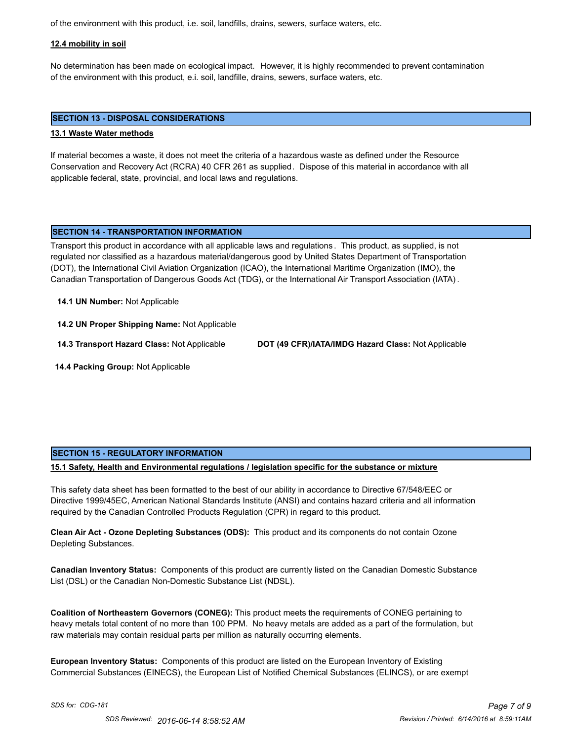of the environment with this product, i.e. soil, landfills, drains, sewers, surface waters, etc.

**12.4 mobility in soil**

No determination has been made on ecological impact. However, it is highly recommended to prevent contamination of the environment with this product, e.i. soil, landfille, drains, sewers, surface waters, etc.

## SECTION 13 - DISPOSAL CONSIDERATIONS

**13.1 Waste Water methods**

If material becomes a waste, it does not meet the criteria of a hazardous waste as defined under the Resource Conservation and Recovery Act (RCRA) 40 CFR 261 as supplied. Dispose of this material in accordance with all applicable federal, state, provincial, and local laws and regulations.

## SECTION 14 - TRANSPORTATION INFORMATION

Transport this product in accordance with all applicable laws and regulations. This product, as supplied, is not regulated nor classified as a hazardous material/dangerous good by United States Department of Transportation (DOT), the International Civil Aviation Organization (ICAO), the International Maritime Organization (IMO), the Canadian Transportation of Dangerous Goods Act (TDG), or the International Air Transport Association (IATA).

**14.1 UN Number:** Not Applicable

**14.2 UN Proper Shipping Name:** Not Applicable

**14.3 Transport Hazard Class:** Not Applicable

**DOT (49 CFR)/IATA/IMDG Hazard Class:** Not Applicable

**14.4 Packing Group:** Not Applicable

## SECTION 15 - REGULATORY INFORMATION

**15.1 Safety, Health and Environmental regulations / legislation specific for the substance or mixture**

This safety data sheet has been formatted to the best of our ability in accordance to Directive 67/548/EEC or Directive 1999/45EC, American National Standards Institute (ANSI) and contains hazard criteria and all information required by the Canadian Controlled Products Regulation (CPR) in regard to this product.

**Clean Air Act - Ozone Depleting Substances (ODS):** This product and its components do not contain Ozone Depleting Substances.

**Canadian Inventory Status:** Components of this product are currently listed on the Canadian Domestic Substance List (DSL) or the Canadian Non-Domestic Substance List (NDSL).

**Coalition of Northeastern Governors (CONEG):** This product meets the requirements of CONEG pertaining to heavy metals total content of no more than 100 PPM. No heavy metals are added as a part of the formulation, but raw materials may contain residual parts per million as naturally occurring elements.

**European Inventory Status:** Components of this product are listed on the European Inventory of Existing Commercial Substances (EINECS), the European List of Notified Chemical Substances (ELINCS), or are exempt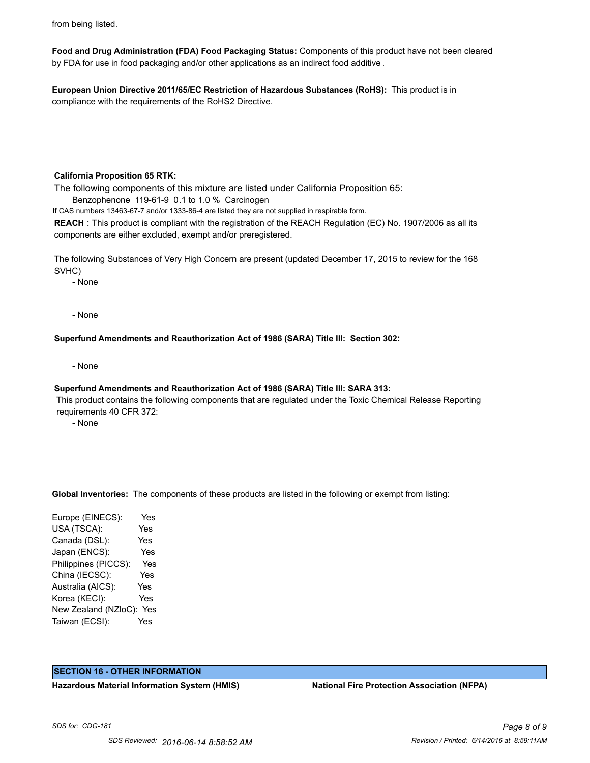from being listed.

**Food and Drug Administration (FDA) Food Packaging Status:** Components of this product have not been cleared by FDA for use in food packaging and/or other applications as an indirect food additive .

**European Union Directive 2011/65/EC Restriction of Hazardous Substances (RoHS):** This product is in compliance with the requirements of the RoHS2 Directive.

**California Proposition 65 RTK:**

The following components of this mixture are listed under California Proposition 65:

Benzophenone 119-61-9 0.1 to 1.0 % Carcinogen

If CAS numbers 13463-67-7 and/or 1333-86-4 are listed they are not supplied in respirable form.

**REACH** : This product is compliant with the registration of the REACH Regulation (EC) No. 1907/2006 as all its components are either excluded, exempt and/or preregistered.

The following Substances of Very High Concern are present (updated December 17, 2015 to review for the 168 SVHC)

- None

- None

**Superfund Amendments and Reauthorization Act of 1986 (SARA) Title III: Section 302:**

- None

**Superfund Amendments and Reauthorization Act of 1986 (SARA) Title III: SARA 313:**

This product contains the following components that are regulated under the Toxic Chemical Release Reporting requirements 40 CFR 372:

- None

**Global Inventories:** The components of these products are listed in the following or exempt from listing:

| | |
|---|---|
| Europe (EINECS): | Yes |
| USA (TSCA): | Yes |
| Canada (DSL): | Yes |
| Japan (ENCS): | Yes |
| Philippines (PICCS): | Yes |
| China (IECSC): | Yes |
| Australia (AICS): | Yes |
| Korea (KECI): | Yes |
| New Zealand (NZloC): | Yes |
| Taiwan (ECSI): | Yes |

## SECTION 16 - OTHER INFORMATION

**Hazardous Material Information System (HMIS)**

**National Fire Protection Association (NFPA)**

*SDS for: CDG-181*

*SDS Reviewed: 2016-06-14 8:58:52 AM*

*Revision / Printed: 6/14/2016 at 8:59:11AM*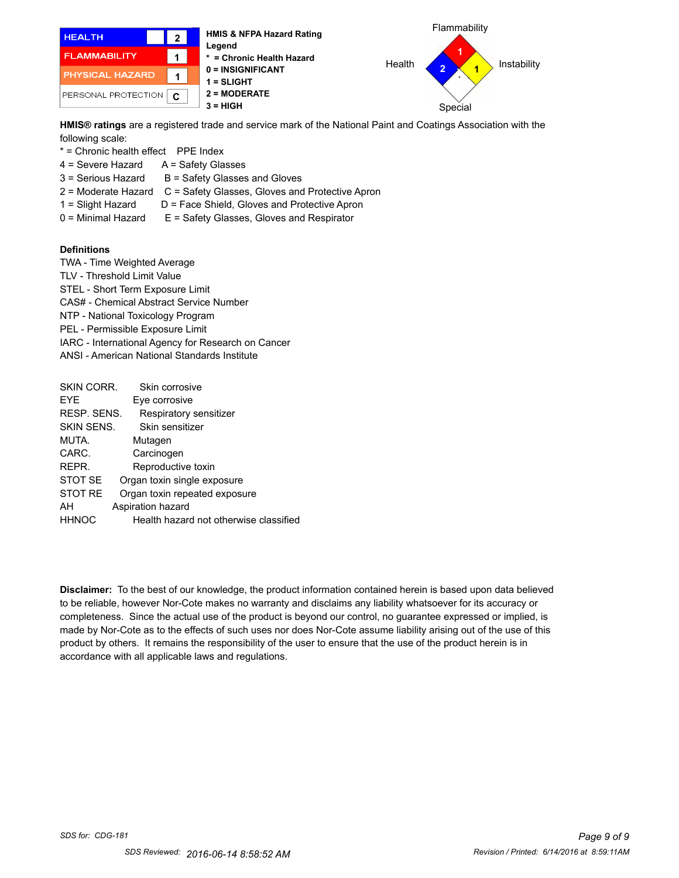| HEALTH | | 2 |
| --- | --- | --- |
| FLAMMABILITY | | 1 |
| PHYSICAL HAZARD | | 1 |
| PERSONAL PROTECTION | | C |

**HMIS & NFPA Hazard Rating Legend**
**\* = Chronic Health Hazard**
**0 = INSIGNIFICANT**
**1 = SLIGHT**
**2 = MODERATE**
**3 = HIGH**

Flammability 1
Health 2
Instability 1
Special

**HMIS® ratings** are a registered trade and service mark of the National Paint and Coatings Association with the following scale:

| | |
| --- | --- |
| * = Chronic health effect | PPE Index |
| 4 = Severe Hazard | A = Safety Glasses |
| 3 = Serious Hazard | B = Safety Glasses and Gloves |
| 2 = Moderate Hazard | C = Safety Glasses, Gloves and Protective Apron |
| 1 = Slight Hazard | D = Face Shield, Gloves and Protective Apron |
| 0 = Minimal Hazard | E = Safety Glasses, Gloves and Respirator |

**Definitions**

TWA - Time Weighted Average
TLV - Threshold Limit Value
STEL - Short Term Exposure Limit
CAS# - Chemical Abstract Service Number
NTP - National Toxicology Program
PEL - Permissible Exposure Limit
IARC - International Agency for Research on Cancer
ANSI - American National Standards Institute

| | |
| --- | --- |
| SKIN CORR. | Skin corrosive |
| EYE | Eye corrosive |
| RESP. SENS. | Respiratory sensitizer |
| SKIN SENS. | Skin sensitizer |
| MUTA. | Mutagen |
| CARC. | Carcinogen |
| REPR. | Reproductive toxin |
| STOT SE | Organ toxin single exposure |
| STOT RE | Organ toxin repeated exposure |
| AH | Aspiration hazard |
| HHNOC | Health hazard not otherwise classified |

**Disclaimer:** To the best of our knowledge, the product information contained herein is based upon data believed to be reliable, however Nor-Cote makes no warranty and disclaims any liability whatsoever for its accuracy or completeness. Since the actual use of the product is beyond our control, no guarantee expressed or implied, is made by Nor-Cote as to the effects of such uses nor does Nor-Cote assume liability arising out of the use of this product by others. It remains the responsibility of the user to ensure that the use of the product herein is in accordance with all applicable laws and regulations.